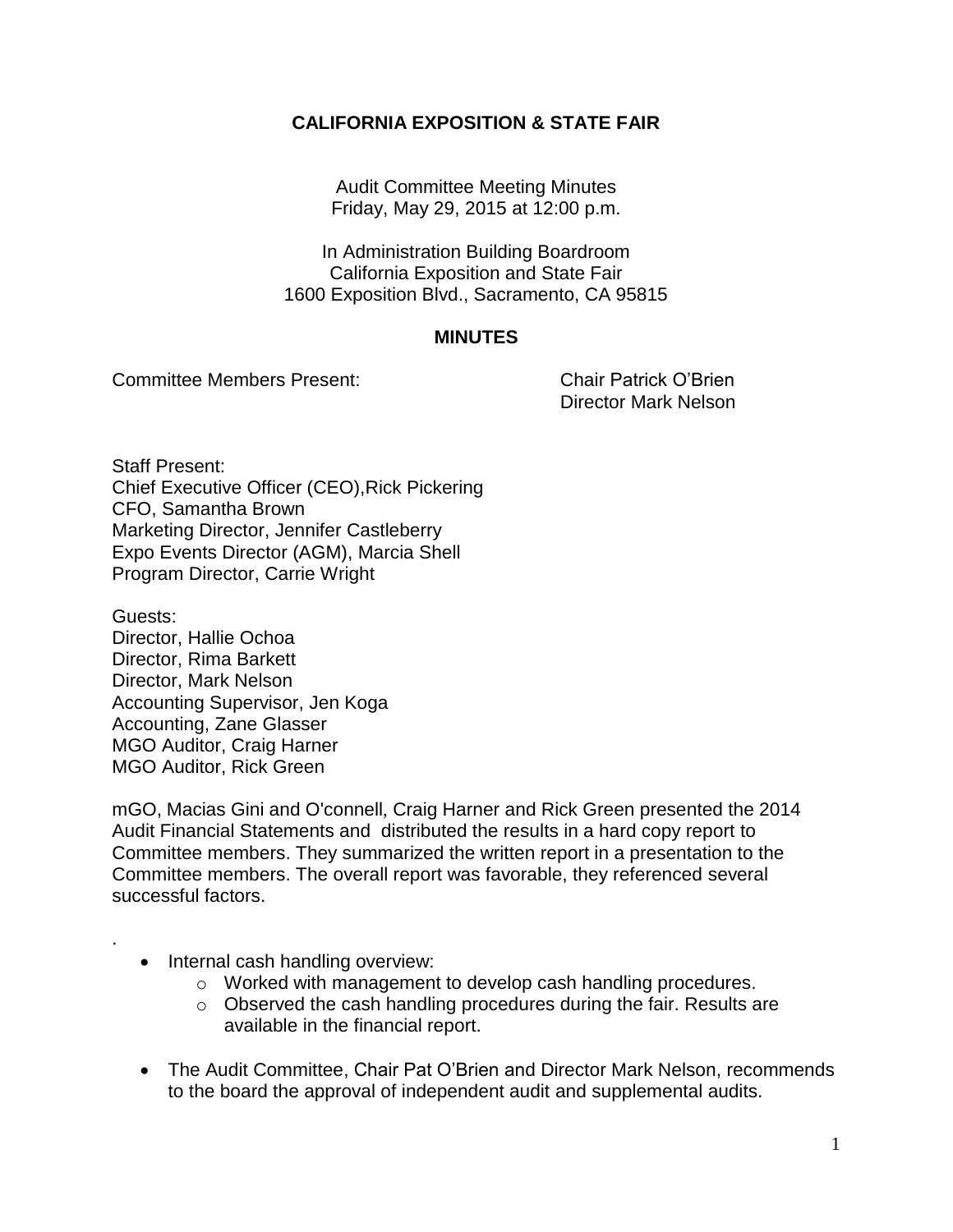# CALIFORNIA EXPOSITION & STATE FAIR

Audit Committee Meeting Minutes
Friday, May 29, 2015 at 12:00 p.m.

In Administration Building Boardroom
California Exposition and State Fair
1600 Exposition Blvd., Sacramento, CA 95815

## MINUTES

Committee Members Present: Chair Patrick O'Brien
Director Mark Nelson

Staff Present:
Chief Executive Officer (CEO),Rick Pickering
CFO, Samantha Brown
Marketing Director, Jennifer Castleberry
Expo Events Director (AGM), Marcia Shell
Program Director, Carrie Wright

Guests:
Director, Hallie Ochoa
Director, Rima Barkett
Director, Mark Nelson
Accounting Supervisor, Jen Koga
Accounting, Zane Glasser
MGO Auditor, Craig Harner
MGO Auditor, Rick Green

mGO, Macias Gini and O'connell, Craig Harner and Rick Green presented the 2014 Audit Financial Statements and distributed the results in a hard copy report to Committee members. They summarized the written report in a presentation to the Committee members. The overall report was favorable, they referenced several successful factors.

.

- Internal cash handling overview:
  - Worked with management to develop cash handling procedures.
  - Observed the cash handling procedures during the fair. Results are available in the financial report.
- The Audit Committee, Chair Pat O'Brien and Director Mark Nelson, recommends to the board the approval of independent audit and supplemental audits.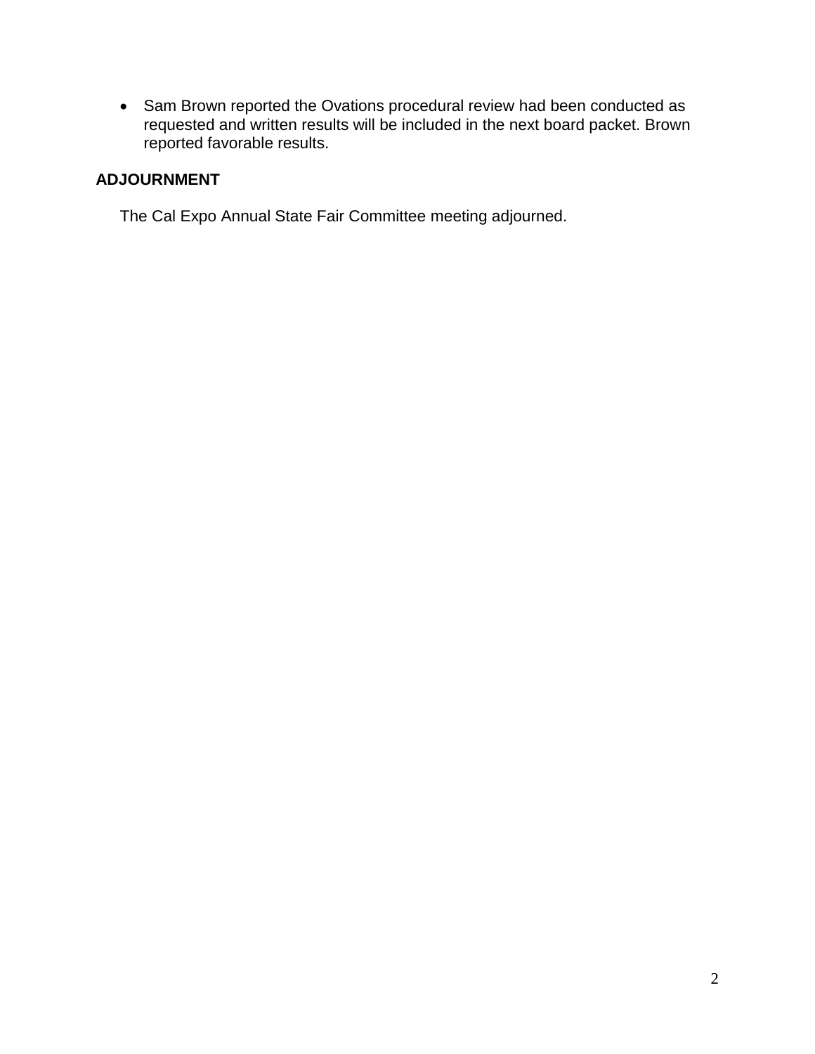- Sam Brown reported the Ovations procedural review had been conducted as requested and written results will be included in the next board packet. Brown reported favorable results.

**ADJOURNMENT**

The Cal Expo Annual State Fair Committee meeting adjourned.